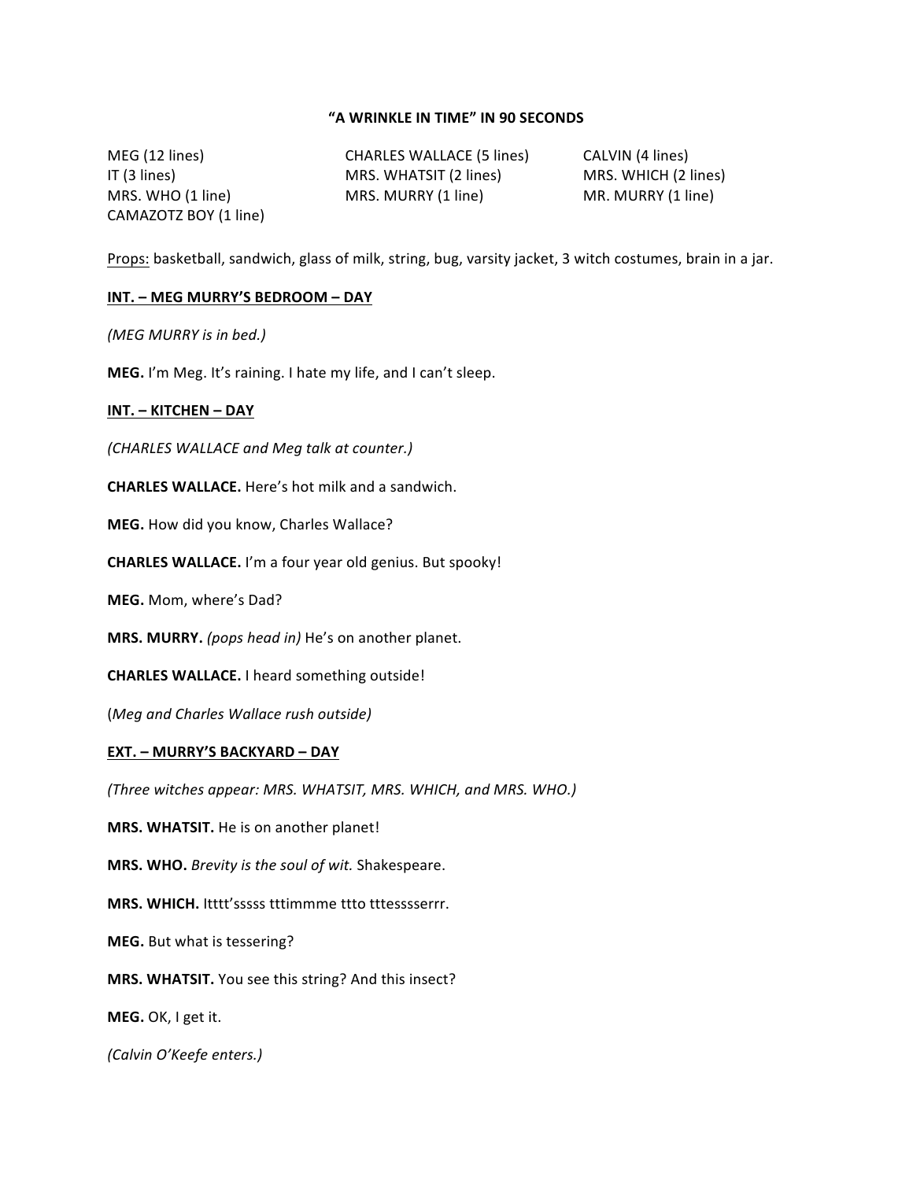# "A WRINKLE IN TIME" IN 90 SECONDS

MEG (12 lines)
CHARLES WALLACE (5 lines)
CALVIN (4 lines)
IT (3 lines)
MRS. WHATSIT (2 lines)
MRS. WHICH (2 lines)
MRS. WHO (1 line)
MRS. MURRY (1 line)
MR. MURRY (1 line)
CAMAZOTZ BOY (1 line)

Props: basketball, sandwich, glass of milk, string, bug, varsity jacket, 3 witch costumes, brain in a jar.

**INT. – MEG MURRY'S BEDROOM – DAY**

*(MEG MURRY is in bed.)*

**MEG.** I'm Meg. It's raining. I hate my life, and I can't sleep.

**INT. – KITCHEN – DAY**

*(CHARLES WALLACE and Meg talk at counter.)*

**CHARLES WALLACE.** Here's hot milk and a sandwich.

**MEG.** How did you know, Charles Wallace?

**CHARLES WALLACE.** I'm a four year old genius. But spooky!

**MEG.** Mom, where's Dad?

**MRS. MURRY.** *(pops head in)* He's on another planet.

**CHARLES WALLACE.** I heard something outside!

(*Meg and Charles Wallace rush outside)*

**EXT. – MURRY'S BACKYARD – DAY**

*(Three witches appear: MRS. WHATSIT, MRS. WHICH, and MRS. WHO.)*

**MRS. WHATSIT.** He is on another planet!

**MRS. WHO.** *Brevity is the soul of wit.* Shakespeare.

**MRS. WHICH.** Itttt'sssss tttimmme ttto tttesssserrr.

**MEG.** But what is tessering?

**MRS. WHATSIT.** You see this string? And this insect?

**MEG.** OK, I get it.

*(Calvin O'Keefe enters.)*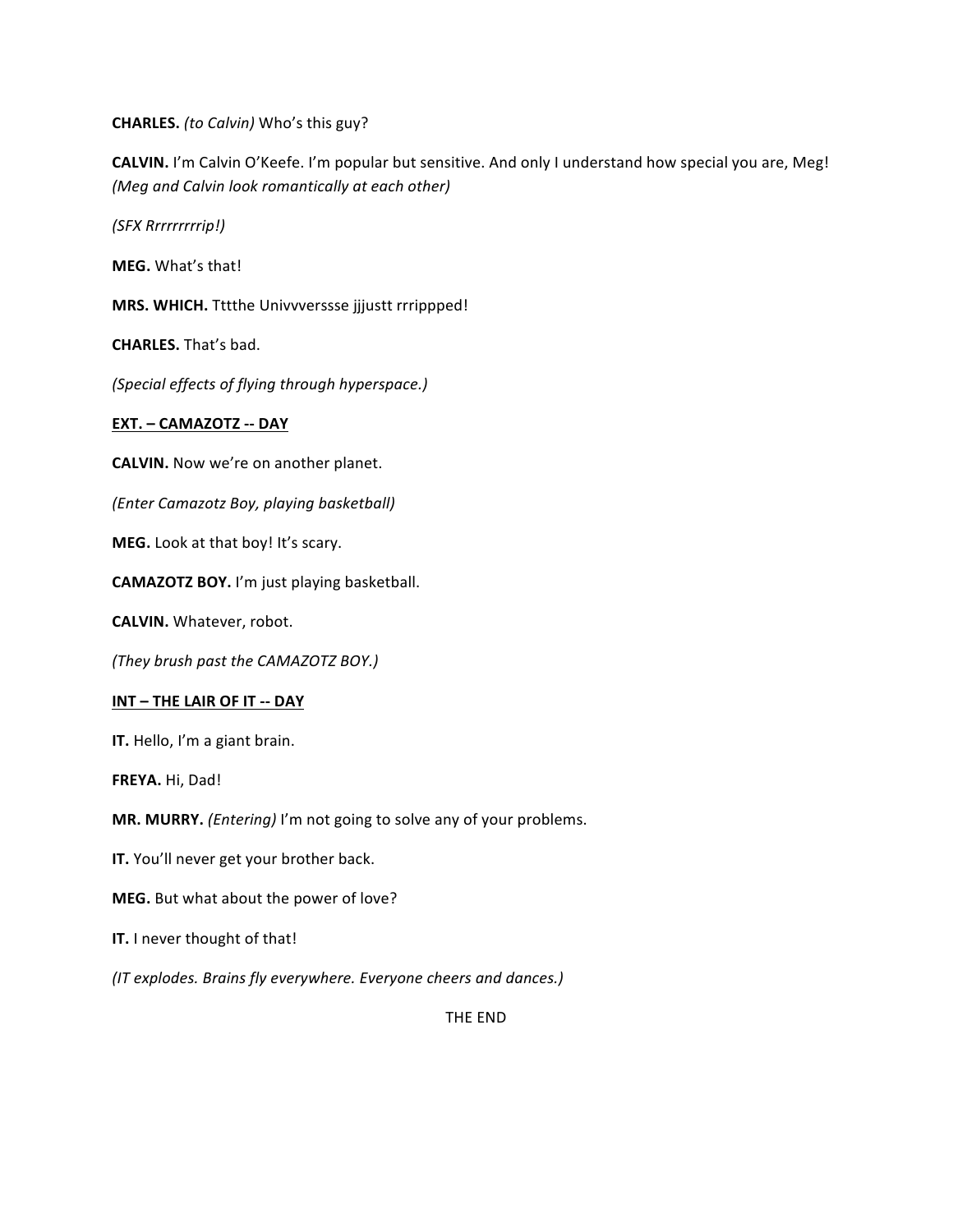**CHARLES.** *(to Calvin)* Who's this guy?

**CALVIN.** I'm Calvin O'Keefe. I'm popular but sensitive. And only I understand how special you are, Meg! *(Meg and Calvin look romantically at each other)*

*(SFX Rrrrrrrrrip!)*

**MEG.** What's that!

**MRS. WHICH.** Tttthe Univvverssse jjjustt rrrippped!

**CHARLES.** That's bad.

*(Special effects of flying through hyperspace.)*

**<u>EXT. – CAMAZOTZ -- DAY</u>**

**CALVIN.** Now we're on another planet.

*(Enter Camazotz Boy, playing basketball)*

**MEG.** Look at that boy! It's scary.

**CAMAZOTZ BOY.** I'm just playing basketball.

**CALVIN.** Whatever, robot.

*(They brush past the CAMAZOTZ BOY.)*

**<u>INT – THE LAIR OF IT -- DAY</u>**

**IT.** Hello, I'm a giant brain.

**FREYA.** Hi, Dad!

**MR. MURRY.** *(Entering)* I'm not going to solve any of your problems.

**IT.** You'll never get your brother back.

**MEG.** But what about the power of love?

**IT.** I never thought of that!

*(IT explodes. Brains fly everywhere. Everyone cheers and dances.)*

THE END